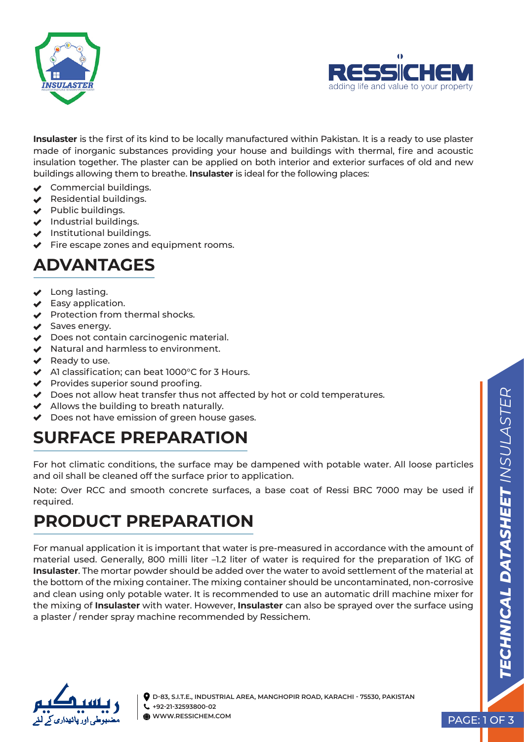**Insulaster** is the first of its kind to be locally manufactured within Pakistan. It is a ready to use plaster made of inorganic substances providing your house and buildings with thermal, fire and acoustic insulation together. The plaster can be applied on both interior and exterior surfaces of old and new buildings allowing them to breathe. **Insulaster** is ideal for the following places:

- Commercial buildings.
- Residential buildings.
- Public buildings.
- Industrial buildings.
- Institutional buildings.
- Fire escape zones and equipment rooms.

## ADVANTAGES

- Long lasting.
- Easy application.
- Protection from thermal shocks.
- Saves energy.
- Does not contain carcinogenic material.
- Natural and harmless to environment.
- Ready to use.
- A1 classification; can beat 1000°C for 3 Hours.
- Provides superior sound proofing.
- Does not allow heat transfer thus not affected by hot or cold temperatures.
- Allows the building to breath naturally.
- Does not have emission of green house gases.

## SURFACE PREPARATION

For hot climatic conditions, the surface may be dampened with potable water. All loose particles and oil shall be cleaned off the surface prior to application.

Note: Over RCC and smooth concrete surfaces, a base coat of Ressi BRC 7000 may be used if required.

## PRODUCT PREPARATION

For manual application it is important that water is pre-measured in accordance with the amount of material used. Generally, 800 milli liter –1.2 liter of water is required for the preparation of 1KG of **Insulaster**. The mortar powder should be added over the water to avoid settlement of the material at the bottom of the mixing container. The mixing container should be uncontaminated, non-corrosive and clean using only potable water. It is recommended to use an automatic drill machine mixer for the mixing of **Insulaster** with water. However, **Insulaster** can also be sprayed over the surface using a plaster / render spray machine recommended by Ressichem.

D-83, S.I.T.E., INDUSTRIAL AREA, MANGHOPIR ROAD, KARACHI - 75530, PAKISTAN
+92-21-32593800-02
WWW.RESSICHEM.COM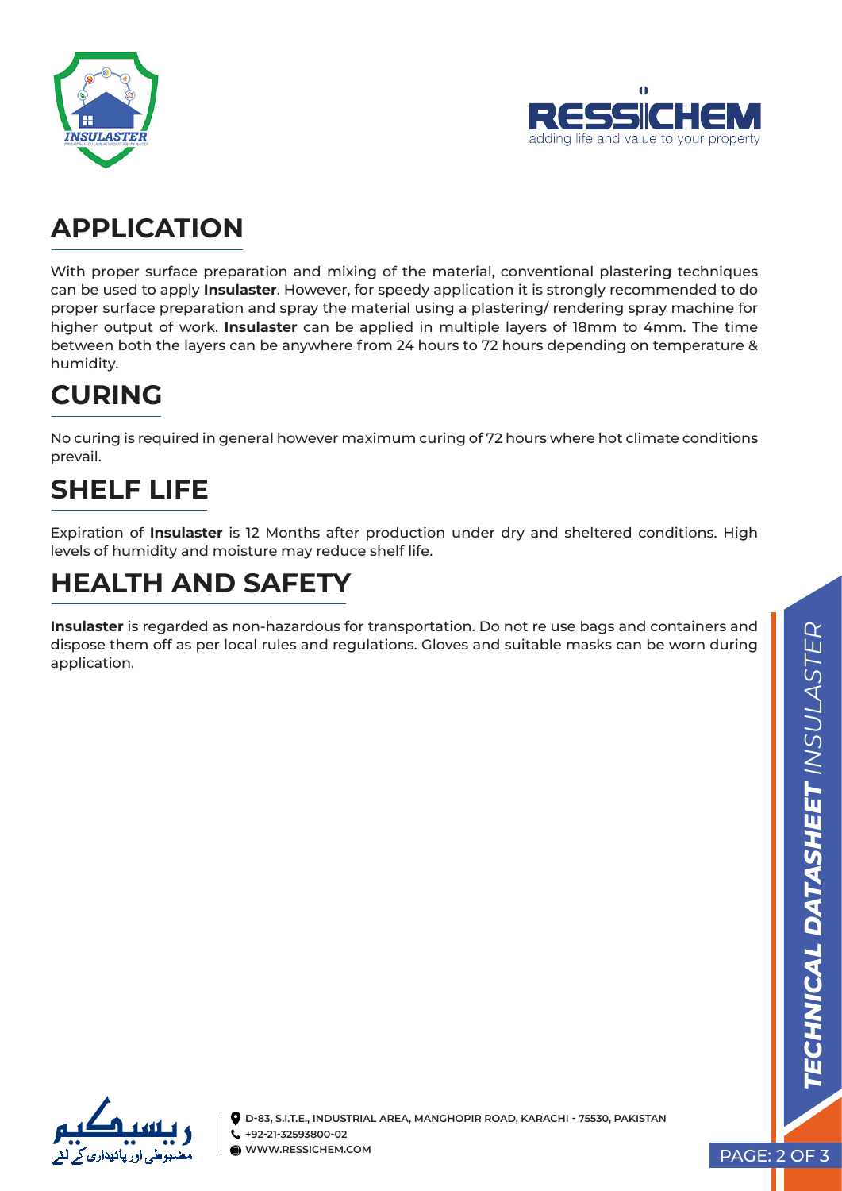## APPLICATION

With proper surface preparation and mixing of the material, conventional plastering techniques can be used to apply **Insulaster**. However, for speedy application it is strongly recommended to do proper surface preparation and spray the material using a plastering/ rendering spray machine for higher output of work. **Insulaster** can be applied in multiple layers of 18mm to 4mm. The time between both the layers can be anywhere from 24 hours to 72 hours depending on temperature & humidity.

## CURING

No curing is required in general however maximum curing of 72 hours where hot climate conditions prevail.

## SHELF LIFE

Expiration of **Insulaster** is 12 Months after production under dry and sheltered conditions. High levels of humidity and moisture may reduce shelf life.

## HEALTH AND SAFETY

**Insulaster** is regarded as non-hazardous for transportation. Do not re use bags and containers and dispose them off as per local rules and regulations. Gloves and suitable masks can be worn during application.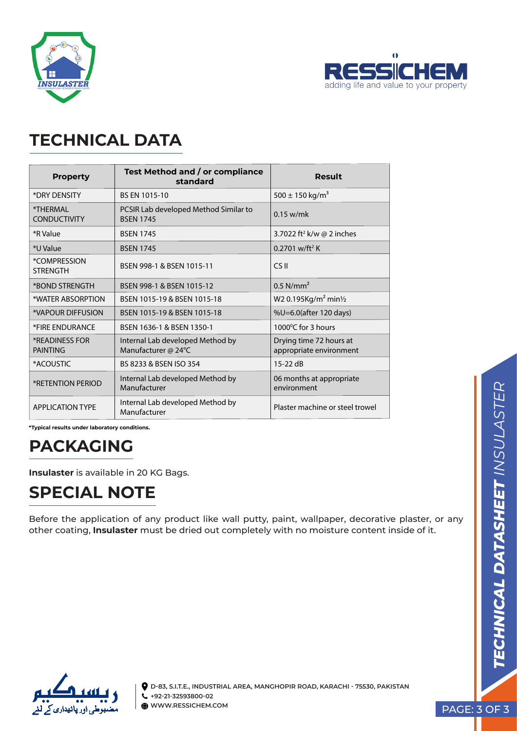# TECHNICAL DATA

| Property | Test Method and / or compliance standard | Result |
|---|---|---|
| *DRY DENSITY | BS EN 1015-10 | $500 \pm 150$ kg/m$^3$ |
| *THERMAL CONDUCTIVITY | PCSIR Lab developed Method Similar to BSEN 1745 | 0.15 w/mk |
| *R Value | BSEN 1745 | 3.7022 ft$^2$ k/w @ 2 inches |
| *U Value | BSEN 1745 | 0.2701 w/ft$^2$ K |
| *COMPRESSION STRENGTH | BSEN 998-1 & BSEN 1015-11 | CS II |
| *BOND STRENGTH | BSEN 998-1 & BSEN 1015-12 | 0.5 N/mm$^2$ |
| *WATER ABSORPTION | BSEN 1015-19 & BSEN 1015-18 | W2 0.195Kg/m$^2$ min$^{½}$ |
| *VAPOUR DIFFUSION | BSEN 1015-19 & BSEN 1015-18 | %U=6.0(after 120 days) |
| *FIRE ENDURANCE | BSEN 1636-1 & BSEN 1350-1 | 1000$^0$C for 3 hours |
| *READINESS FOR PAINTING | Internal Lab developed Method by Manufacturer @ 24°C | Drying time 72 hours at appropriate environment |
| *ACOUSTIC | BS 8233 & BSEN ISO 354 | 15-22 dB |
| *RETENTION PERIOD | Internal Lab developed Method by Manufacturer | 06 months at appropriate environment |
| APPLICATION TYPE | Internal Lab developed Method by Manufacturer | Plaster machine or steel trowel |

**\*Typical results under laboratory conditions.**

# PACKAGING

**Insulaster** is available in 20 KG Bags.

# SPECIAL NOTE

Before the application of any product like wall putty, paint, wallpaper, decorative plaster, or any other coating, **Insulaster** must be dried out completely with no moisture content inside of it.

D-83, S.I.T.E., INDUSTRIAL AREA, MANGHOPIR ROAD, KARACHI - 75530, PAKISTAN
+92-21-32593800-02
WWW.RESSICHEM.COM